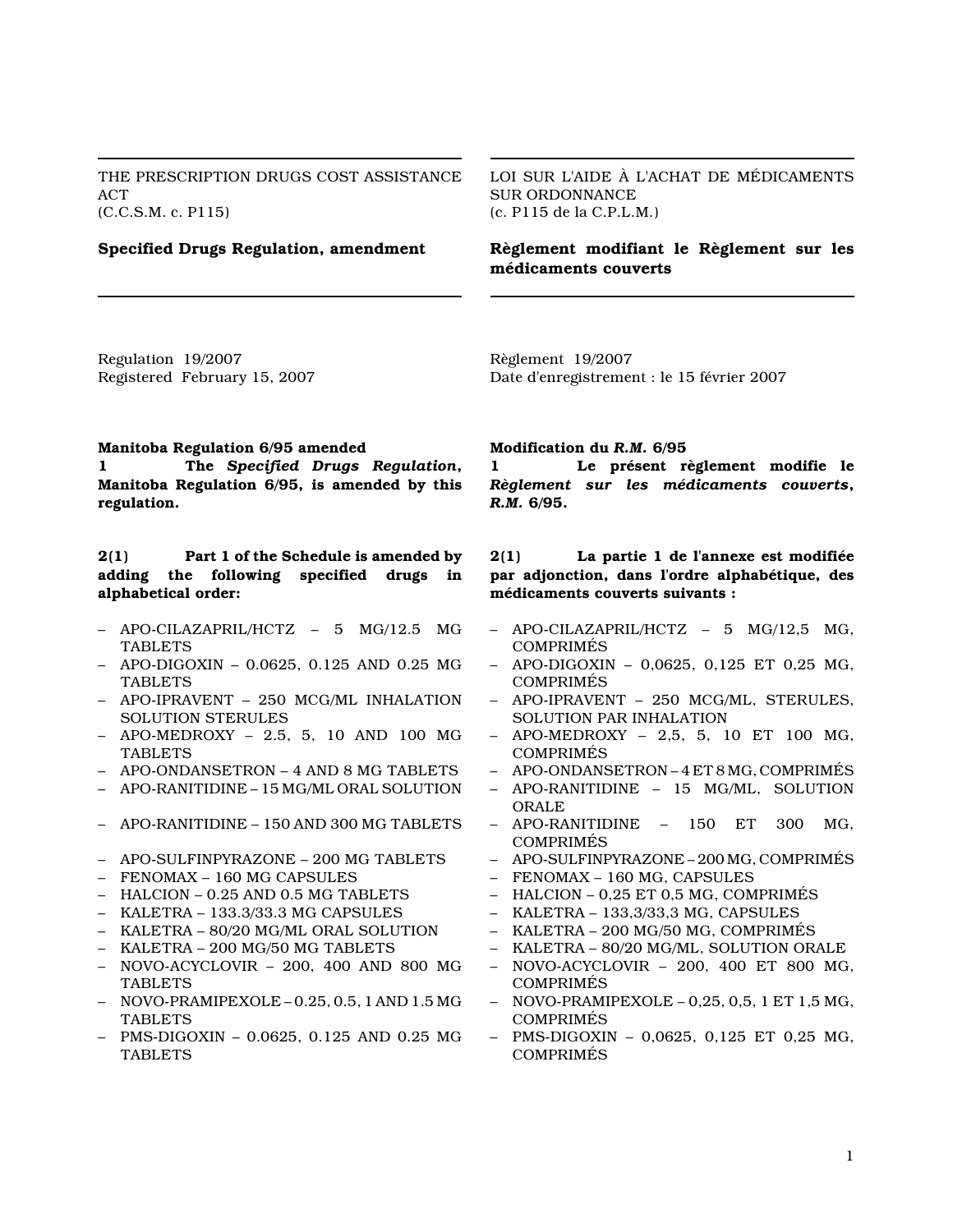THE PRESCRIPTION DRUGS COST ASSISTANCE ACT
(C.C.S.M. c. P115)

**Specified Drugs Regulation, amendment**

Regulation 19/2007
Registered February 15, 2007

**Manitoba Regulation 6/95 amended**
**1 The *Specified Drugs Regulation*, Manitoba Regulation 6/95, is amended by this regulation.**

**2(1) Part 1 of the Schedule is amended by adding the following specified drugs in alphabetical order:**

- APO-CILAZAPRIL/HCTZ – 5 MG/12.5 MG TABLETS
- APO-DIGOXIN – 0.0625, 0.125 AND 0.25 MG TABLETS
- APO-IPRAVENT – 250 MCG/ML INHALATION SOLUTION STERULES
- APO-MEDROXY – 2.5, 5, 10 AND 100 MG TABLETS
- APO-ONDANSETRON – 4 AND 8 MG TABLETS
- APO-RANITIDINE – 15 MG/ML ORAL SOLUTION
- APO-RANITIDINE – 150 AND 300 MG TABLETS
- APO-SULFINPYRAZONE – 200 MG TABLETS
- FENOMAX – 160 MG CAPSULES
- HALCION – 0.25 AND 0.5 MG TABLETS
- KALETRA – 133.3/33.3 MG CAPSULES
- KALETRA – 80/20 MG/ML ORAL SOLUTION
- KALETRA – 200 MG/50 MG TABLETS
- NOVO-ACYCLOVIR – 200, 400 AND 800 MG TABLETS
- NOVO-PRAMIPEXOLE – 0.25, 0.5, 1 AND 1.5 MG TABLETS
- PMS-DIGOXIN – 0.0625, 0.125 AND 0.25 MG TABLETS

LOI SUR L'AIDE À L'ACHAT DE MÉDICAMENTS SUR ORDONNANCE
(c. P115 de la C.P.L.M.)

**Règlement modifiant le Règlement sur les médicaments couverts**

Règlement 19/2007
Date d'enregistrement : le 15 février 2007

**Modification du *R.M.* 6/95**
**1 Le présent règlement modifie le *Règlement sur les médicaments couverts*, *R.M.* 6/95.**

**2(1) La partie 1 de l'annexe est modifiée par adjonction, dans l'ordre alphabétique, des médicaments couverts suivants :**

- APO-CILAZAPRIL/HCTZ – 5 MG/12,5 MG, COMPRIMÉS
- APO-DIGOXIN – 0,0625, 0,125 ET 0,25 MG, COMPRIMÉS
- APO-IPRAVENT – 250 MCG/ML, STERULES, SOLUTION PAR INHALATION
- APO-MEDROXY – 2,5, 5, 10 ET 100 MG, COMPRIMÉS
- APO-ONDANSETRON – 4 ET 8 MG, COMPRIMÉS
- APO-RANITIDINE – 15 MG/ML, SOLUTION ORALE
- APO-RANITIDINE – 150 ET 300 MG, COMPRIMÉS
- APO-SULFINPYRAZONE – 200 MG, COMPRIMÉS
- FENOMAX – 160 MG, CAPSULES
- HALCION – 0,25 ET 0,5 MG, COMPRIMÉS
- KALETRA – 133,3/33,3 MG, CAPSULES
- KALETRA – 200 MG/50 MG, COMPRIMÉS
- KALETRA – 80/20 MG/ML, SOLUTION ORALE
- NOVO-ACYCLOVIR – 200, 400 ET 800 MG, COMPRIMÉS
- NOVO-PRAMIPEXOLE – 0,25, 0,5, 1 ET 1,5 MG, COMPRIMÉS
- PMS-DIGOXIN – 0,0625, 0,125 ET 0,25 MG, COMPRIMÉS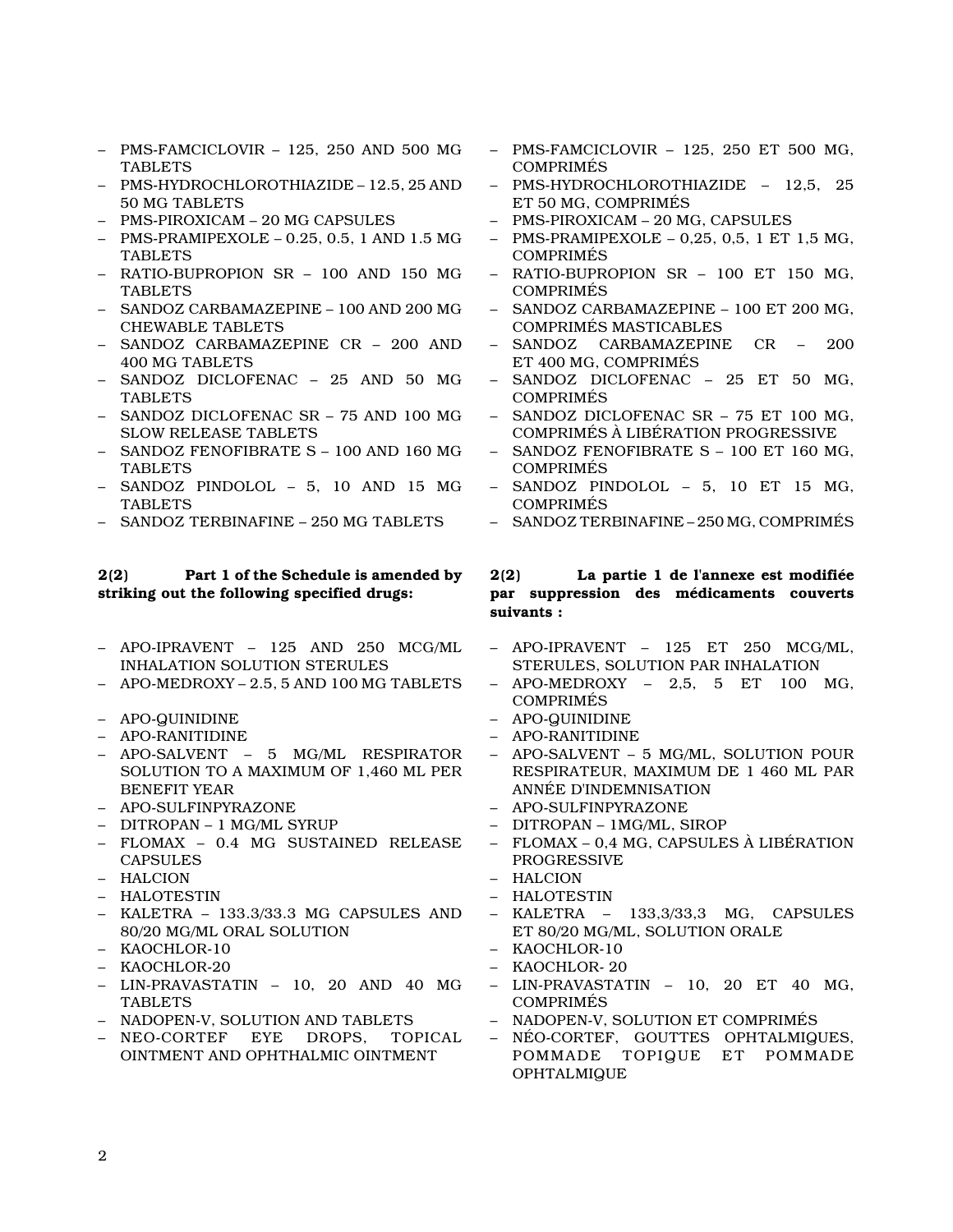- PMS-FAMCICLOVIR – 125, 250 AND 500 MG TABLETS
- PMS-HYDROCHLOROTHIAZIDE – 12.5, 25 AND 50 MG TABLETS
- PMS-PIROXICAM – 20 MG CAPSULES
- PMS-PRAMIPEXOLE – 0.25, 0.5, 1 AND 1.5 MG TABLETS
- RATIO-BUPROPION SR – 100 AND 150 MG TABLETS
- SANDOZ CARBAMAZEPINE – 100 AND 200 MG CHEWABLE TABLETS
- SANDOZ CARBAMAZEPINE CR – 200 AND 400 MG TABLETS
- SANDOZ DICLOFENAC – 25 AND 50 MG TABLETS
- SANDOZ DICLOFENAC SR – 75 AND 100 MG SLOW RELEASE TABLETS
- SANDOZ FENOFIBRATE S – 100 AND 160 MG TABLETS
- SANDOZ PINDOLOL – 5, 10 AND 15 MG TABLETS
- SANDOZ TERBINAFINE – 250 MG TABLETS

**2(2) Part 1 of the Schedule is amended by striking out the following specified drugs:**

- APO-IPRAVENT – 125 AND 250 MCG/ML INHALATION SOLUTION STERULES
- APO-MEDROXY – 2.5, 5 AND 100 MG TABLETS
- APO-QUINIDINE
- APO-RANITIDINE
- APO-SALVENT – 5 MG/ML RESPIRATOR SOLUTION TO A MAXIMUM OF 1,460 ML PER BENEFIT YEAR
- APO-SULFINPYRAZONE
- DITROPAN – 1 MG/ML SYRUP
- FLOMAX – 0.4 MG SUSTAINED RELEASE CAPSULES
- HALCION
- HALOTESTIN
- KALETRA – 133.3/33.3 MG CAPSULES AND 80/20 MG/ML ORAL SOLUTION
- KAOCHLOR-10
- KAOCHLOR-20
- LIN-PRAVASTATIN – 10, 20 AND 40 MG TABLETS
- NADOPEN-V, SOLUTION AND TABLETS
- NEO-CORTEF EYE DROPS, TOPICAL OINTMENT AND OPHTHALMIC OINTMENT

- PMS-FAMCICLOVIR – 125, 250 ET 500 MG, COMPRIMÉS
- PMS-HYDROCHLOROTHIAZIDE – 12,5, 25 ET 50 MG, COMPRIMÉS
- PMS-PIROXICAM – 20 MG, CAPSULES
- PMS-PRAMIPEXOLE – 0,25, 0,5, 1 ET 1,5 MG, COMPRIMÉS
- RATIO-BUPROPION SR – 100 ET 150 MG, COMPRIMÉS
- SANDOZ CARBAMAZEPINE – 100 ET 200 MG, COMPRIMÉS MASTICABLES
- SANDOZ CARBAMAZEPINE CR – 200 ET 400 MG, COMPRIMÉS
- SANDOZ DICLOFENAC – 25 ET 50 MG, COMPRIMÉS
- SANDOZ DICLOFENAC SR – 75 ET 100 MG, COMPRIMÉS À LIBÉRATION PROGRESSIVE
- SANDOZ FENOFIBRATE S – 100 ET 160 MG, COMPRIMÉS
- SANDOZ PINDOLOL – 5, 10 ET 15 MG, COMPRIMÉS
- SANDOZ TERBINAFINE – 250 MG, COMPRIMÉS

**2(2) La partie 1 de l'annexe est modifiée par suppression des médicaments couverts suivants :**

- APO-IPRAVENT – 125 ET 250 MCG/ML, STERULES, SOLUTION PAR INHALATION
- APO-MEDROXY – 2,5, 5 ET 100 MG, COMPRIMÉS
- APO-QUINIDINE
- APO-RANITIDINE
- APO-SALVENT – 5 MG/ML, SOLUTION POUR RESPIRATEUR, MAXIMUM DE 1 460 ML PAR ANNÉE D'INDEMNISATION
- APO-SULFINPYRAZONE
- DITROPAN – 1MG/ML, SIROP
- FLOMAX – 0,4 MG, CAPSULES À LIBÉRATION PROGRESSIVE
- HALCION
- HALOTESTIN
- KALETRA – 133,3/33,3 MG, CAPSULES ET 80/20 MG/ML, SOLUTION ORALE
- KAOCHLOR-10
- KAOCHLOR- 20
- LIN-PRAVASTATIN – 10, 20 ET 40 MG, COMPRIMÉS
- NADOPEN-V, SOLUTION ET COMPRIMÉS
- NÉO-CORTEF, GOUTTES OPHTALMIQUES, POMMADE TOPIQUE ET POMMADE OPHTALMIQUE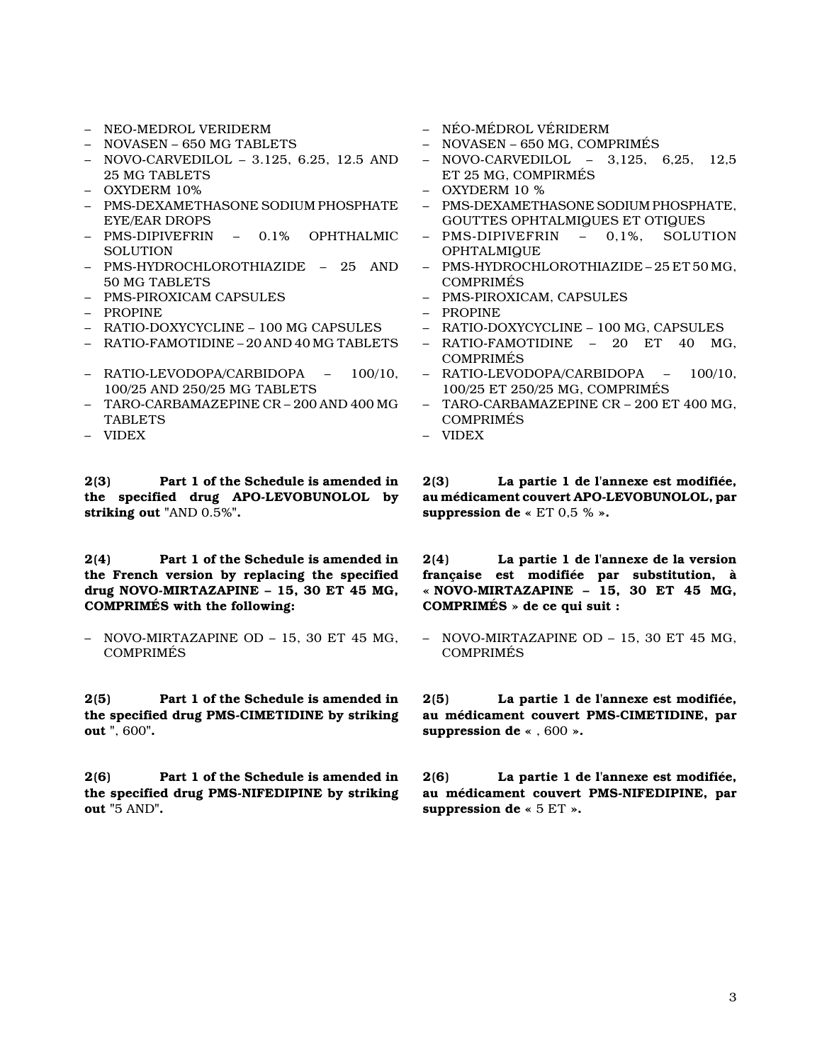- NEO-MEDROL VERIDERM
- NOVASEN – 650 MG TABLETS
- NOVO-CARVEDILOL – 3.125, 6.25, 12.5 AND 25 MG TABLETS
- OXYDERM 10%
- PMS-DEXAMETHASONE SODIUM PHOSPHATE EYE/EAR DROPS
- PMS-DIPIVEFRIN – 0.1% OPHTHALMIC SOLUTION
- PMS-HYDROCHLOROTHIAZIDE – 25 AND 50 MG TABLETS
- PMS-PIROXICAM CAPSULES
- PROPINE
- RATIO-DOXYCYCLINE – 100 MG CAPSULES
- RATIO-FAMOTIDINE – 20 AND 40 MG TABLETS
- RATIO-LEVODOPA/CARBIDOPA – 100/10, 100/25 AND 250/25 MG TABLETS
- TARO-CARBAMAZEPINE CR – 200 AND 400 MG TABLETS
- VIDEX

**2(3) Part 1 of the Schedule is amended in the specified drug APO-LEVOBUNOLOL by striking out** "AND 0.5%"**.**

**2(4) Part 1 of the Schedule is amended in the French version by replacing the specified drug NOVO-MIRTAZAPINE – 15, 30 ET 45 MG, COMPRIMÉS with the following:**

- NOVO-MIRTAZAPINE OD – 15, 30 ET 45 MG, COMPRIMÉS

**2(5) Part 1 of the Schedule is amended in the specified drug PMS-CIMETIDINE by striking out** ", 600"**.**

**2(6) Part 1 of the Schedule is amended in the specified drug PMS-NIFEDIPINE by striking out** "5 AND"**.**

- NÉO-MÉDROL VÉRIDERM
- NOVASEN – 650 MG, COMPRIMÉS
- NOVO-CARVEDILOL – 3,125, 6,25, 12,5 ET 25 MG, COMPIRMÉS
- OXYDERM 10 %
- PMS-DEXAMETHASONE SODIUM PHOSPHATE, GOUTTES OPHTALMIQUES ET OTIQUES
- PMS-DIPIVEFRIN – 0,1%, SOLUTION OPHTALMIQUE
- PMS-HYDROCHLOROTHIAZIDE – 25 ET 50 MG, COMPRIMÉS
- PMS-PIROXICAM, CAPSULES
- PROPINE
- RATIO-DOXYCYCLINE – 100 MG, CAPSULES
- RATIO-FAMOTIDINE – 20 ET 40 MG, COMPRIMÉS
- RATIO-LEVODOPA/CARBIDOPA – 100/10, 100/25 ET 250/25 MG, COMPRIMÉS
- TARO-CARBAMAZEPINE CR – 200 ET 400 MG, COMPRIMÉS
- VIDEX

**2(3) La partie 1 de l'annexe est modifiée, au médicament couvert APO-LEVOBUNOLOL, par suppression de** « ET 0,5 % »**.**

**2(4) La partie 1 de l'annexe de la version française est modifiée par substitution, à « NOVO-MIRTAZAPINE – 15, 30 ET 45 MG, COMPRIMÉS » de ce qui suit :**

- NOVO-MIRTAZAPINE OD – 15, 30 ET 45 MG, COMPRIMÉS

**2(5) La partie 1 de l'annexe est modifiée, au médicament couvert PMS-CIMETIDINE, par suppression de** « , 600 »**.**

**2(6) La partie 1 de l'annexe est modifiée, au médicament couvert PMS-NIFEDIPINE, par suppression de** « 5 ET »**.**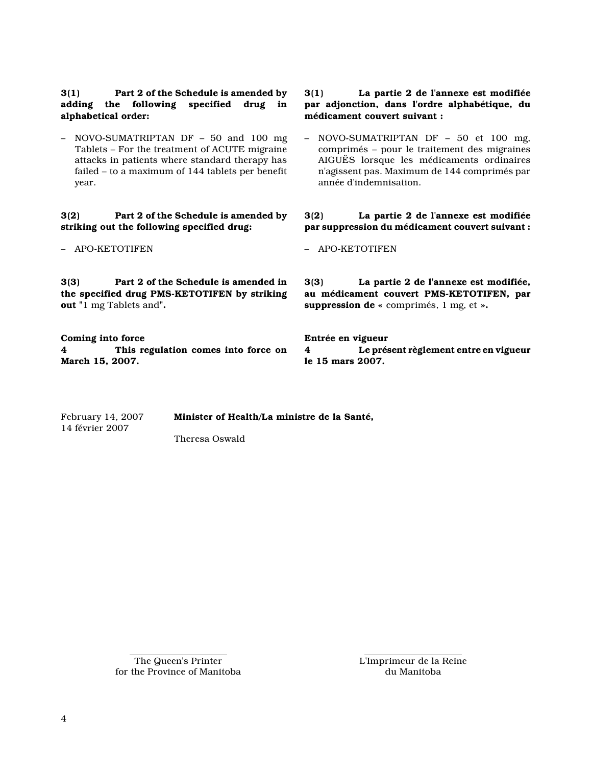**3(1) Part 2 of the Schedule is amended by adding the following specified drug in alphabetical order:**

– NOVO-SUMATRIPTAN DF – 50 and 100 mg Tablets – For the treatment of ACUTE migraine attacks in patients where standard therapy has failed – to a maximum of 144 tablets per benefit year.

**3(1) La partie 2 de l'annexe est modifiée par adjonction, dans l'ordre alphabétique, du médicament couvert suivant :**

– NOVO-SUMATRIPTAN DF – 50 et 100 mg, comprimés – pour le traitement des migraines AIGUËS lorsque les médicaments ordinaires n'agissent pas. Maximum de 144 comprimés par année d'indemnisation.

**3(2) Part 2 of the Schedule is amended by striking out the following specified drug:**

– APO-KETOTIFEN

**3(2) La partie 2 de l'annexe est modifiée par suppression du médicament couvert suivant :**

– APO-KETOTIFEN

**3(3) Part 2 of the Schedule is amended in the specified drug PMS-KETOTIFEN by striking out** "1 mg Tablets and"**.**

**3(3) La partie 2 de l'annexe est modifiée, au médicament couvert PMS-KETOTIFEN, par suppression de** « comprimés, 1 mg, et »**.**

**Coming into force**

**4 This regulation comes into force on March 15, 2007.**

**Entrée en vigueur**

**4 Le présent règlement entre en vigueur le 15 mars 2007.**

February 14, 2007
14 février 2007

**Minister of Health/La ministre de la Santé,**

Theresa Oswald

The Queen's Printer
for the Province of Manitoba

L'Imprimeur de la Reine
du Manitoba